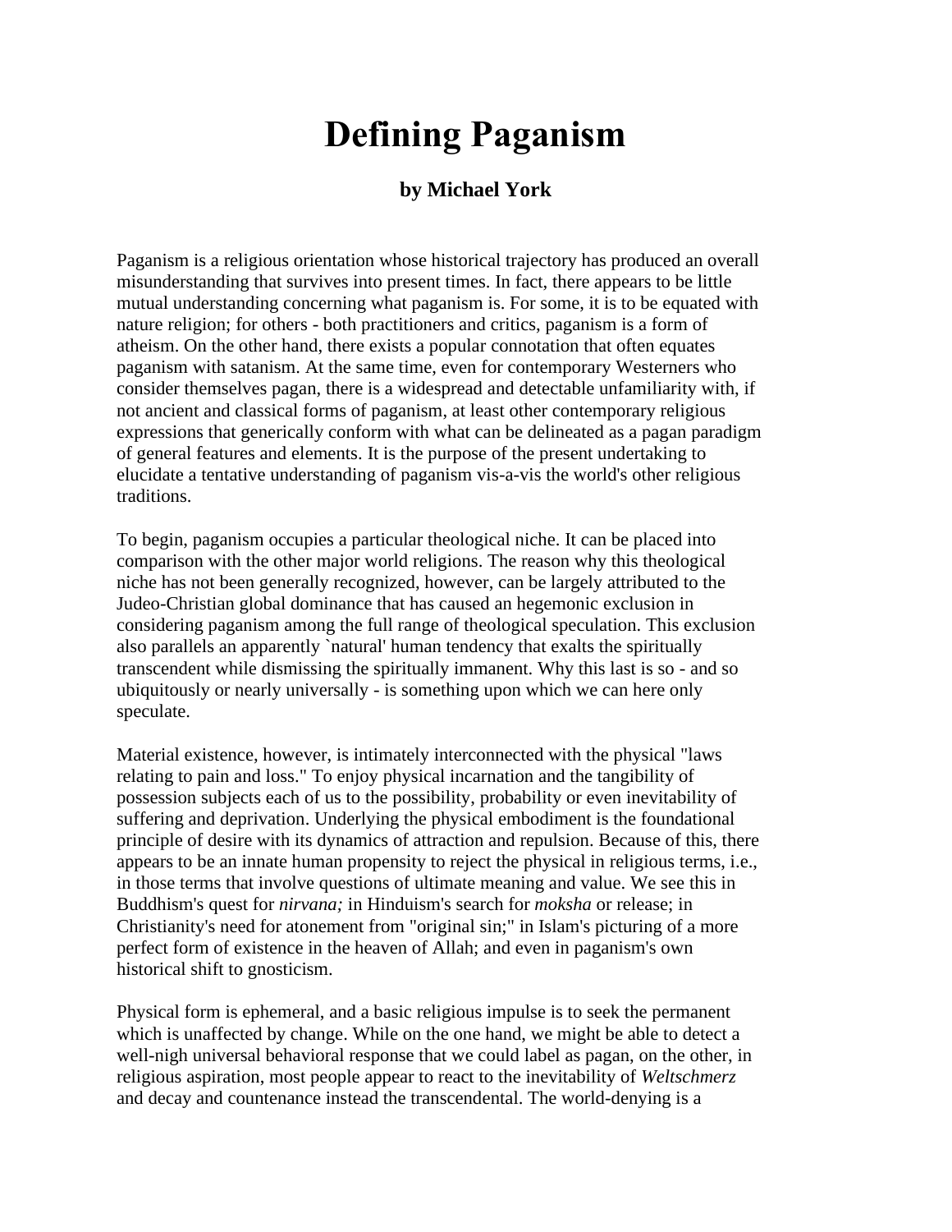# Defining Paganism

### by Michael York

Paganism is a religious orientation whose historical trajectory has produced an overall misunderstanding that survives into present times. In fact, there appears to be little mutual understanding concerning what paganism is. For some, it is to be equated with nature religion; for others - both practitioners and critics, paganism is a form of atheism. On the other hand, there exists a popular connotation that often equates paganism with satanism. At the same time, even for contemporary Westerners who consider themselves pagan, there is a widespread and detectable unfamiliarity with, if not ancient and classical forms of paganism, at least other contemporary religious expressions that generically conform with what can be delineated as a pagan paradigm of general features and elements. It is the purpose of the present undertaking to elucidate a tentative understanding of paganism vis-a-vis the world's other religious traditions.

To begin, paganism occupies a particular theological niche. It can be placed into comparison with the other major world religions. The reason why this theological niche has not been generally recognized, however, can be largely attributed to the Judeo-Christian global dominance that has caused an hegemonic exclusion in considering paganism among the full range of theological speculation. This exclusion also parallels an apparently `natural' human tendency that exalts the spiritually transcendent while dismissing the spiritually immanent. Why this last is so - and so ubiquitously or nearly universally - is something upon which we can here only speculate.

Material existence, however, is intimately interconnected with the physical "laws relating to pain and loss." To enjoy physical incarnation and the tangibility of possession subjects each of us to the possibility, probability or even inevitability of suffering and deprivation. Underlying the physical embodiment is the foundational principle of desire with its dynamics of attraction and repulsion. Because of this, there appears to be an innate human propensity to reject the physical in religious terms, i.e., in those terms that involve questions of ultimate meaning and value. We see this in Buddhism's quest for *nirvana;* in Hinduism's search for *moksha* or release; in Christianity's need for atonement from "original sin;" in Islam's picturing of a more perfect form of existence in the heaven of Allah; and even in paganism's own historical shift to gnosticism.

Physical form is ephemeral, and a basic religious impulse is to seek the permanent which is unaffected by change. While on the one hand, we might be able to detect a well-nigh universal behavioral response that we could label as pagan, on the other, in religious aspiration, most people appear to react to the inevitability of *Weltschmerz* and decay and countenance instead the transcendental. The world-denying is a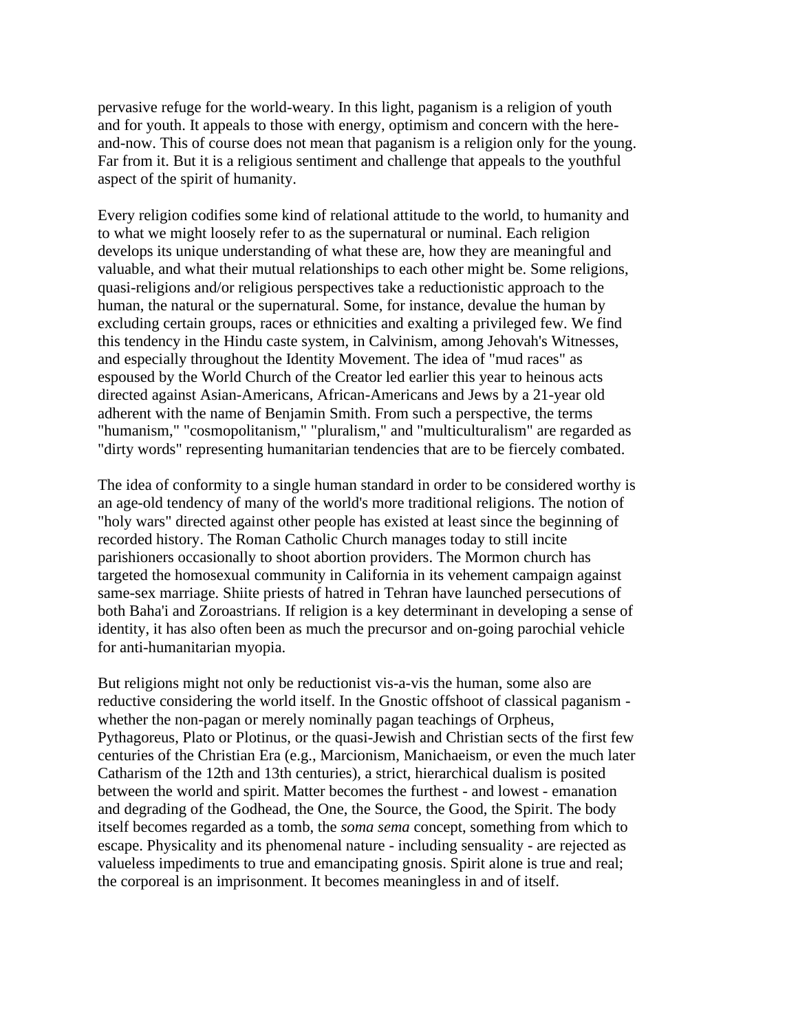pervasive refuge for the world-weary. In this light, paganism is a religion of youth and for youth. It appeals to those with energy, optimism and concern with the here-and-now. This of course does not mean that paganism is a religion only for the young. Far from it. But it is a religious sentiment and challenge that appeals to the youthful aspect of the spirit of humanity.

Every religion codifies some kind of relational attitude to the world, to humanity and to what we might loosely refer to as the supernatural or numinal. Each religion develops its unique understanding of what these are, how they are meaningful and valuable, and what their mutual relationships to each other might be. Some religions, quasi-religions and/or religious perspectives take a reductionistic approach to the human, the natural or the supernatural. Some, for instance, devalue the human by excluding certain groups, races or ethnicities and exalting a privileged few. We find this tendency in the Hindu caste system, in Calvinism, among Jehovah's Witnesses, and especially throughout the Identity Movement. The idea of "mud races" as espoused by the World Church of the Creator led earlier this year to heinous acts directed against Asian-Americans, African-Americans and Jews by a 21-year old adherent with the name of Benjamin Smith. From such a perspective, the terms "humanism," "cosmopolitanism," "pluralism," and "multiculturalism" are regarded as "dirty words" representing humanitarian tendencies that are to be fiercely combated.

The idea of conformity to a single human standard in order to be considered worthy is an age-old tendency of many of the world's more traditional religions. The notion of "holy wars" directed against other people has existed at least since the beginning of recorded history. The Roman Catholic Church manages today to still incite parishioners occasionally to shoot abortion providers. The Mormon church has targeted the homosexual community in California in its vehement campaign against same-sex marriage. Shiite priests of hatred in Tehran have launched persecutions of both Baha'i and Zoroastrians. If religion is a key determinant in developing a sense of identity, it has also often been as much the precursor and on-going parochial vehicle for anti-humanitarian myopia.

But religions might not only be reductionist vis-a-vis the human, some also are reductive considering the world itself. In the Gnostic offshoot of classical paganism - whether the non-pagan or merely nominally pagan teachings of Orpheus, Pythagoreus, Plato or Plotinus, or the quasi-Jewish and Christian sects of the first few centuries of the Christian Era (e.g., Marcionism, Manichaeism, or even the much later Catharism of the 12th and 13th centuries), a strict, hierarchical dualism is posited between the world and spirit. Matter becomes the furthest - and lowest - emanation and degrading of the Godhead, the One, the Source, the Good, the Spirit. The body itself becomes regarded as a tomb, the *soma sema* concept, something from which to escape. Physicality and its phenomenal nature - including sensuality - are rejected as valueless impediments to true and emancipating gnosis. Spirit alone is true and real; the corporeal is an imprisonment. It becomes meaningless in and of itself.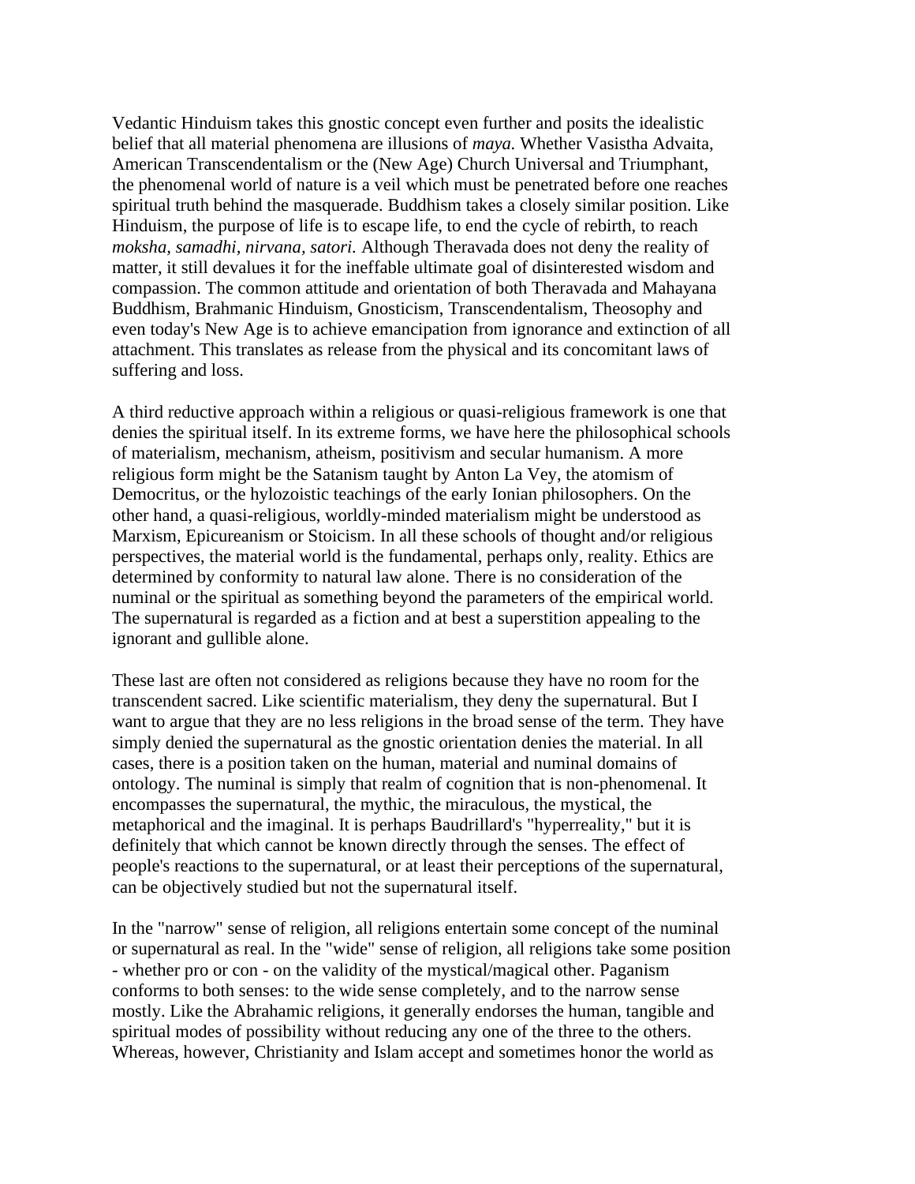Vedantic Hinduism takes this gnostic concept even further and posits the idealistic belief that all material phenomena are illusions of *maya.* Whether Vasistha Advaita, American Transcendentalism or the (New Age) Church Universal and Triumphant, the phenomenal world of nature is a veil which must be penetrated before one reaches spiritual truth behind the masquerade. Buddhism takes a closely similar position. Like Hinduism, the purpose of life is to escape life, to end the cycle of rebirth, to reach *moksha, samadhi, nirvana, satori.* Although Theravada does not deny the reality of matter, it still devalues it for the ineffable ultimate goal of disinterested wisdom and compassion. The common attitude and orientation of both Theravada and Mahayana Buddhism, Brahmanic Hinduism, Gnosticism, Transcendentalism, Theosophy and even today's New Age is to achieve emancipation from ignorance and extinction of all attachment. This translates as release from the physical and its concomitant laws of suffering and loss.

A third reductive approach within a religious or quasi-religious framework is one that denies the spiritual itself. In its extreme forms, we have here the philosophical schools of materialism, mechanism, atheism, positivism and secular humanism. A more religious form might be the Satanism taught by Anton La Vey, the atomism of Democritus, or the hylozoistic teachings of the early Ionian philosophers. On the other hand, a quasi-religious, worldly-minded materialism might be understood as Marxism, Epicureanism or Stoicism. In all these schools of thought and/or religious perspectives, the material world is the fundamental, perhaps only, reality. Ethics are determined by conformity to natural law alone. There is no consideration of the numinal or the spiritual as something beyond the parameters of the empirical world. The supernatural is regarded as a fiction and at best a superstition appealing to the ignorant and gullible alone.

These last are often not considered as religions because they have no room for the transcendent sacred. Like scientific materialism, they deny the supernatural. But I want to argue that they are no less religions in the broad sense of the term. They have simply denied the supernatural as the gnostic orientation denies the material. In all cases, there is a position taken on the human, material and numinal domains of ontology. The numinal is simply that realm of cognition that is non-phenomenal. It encompasses the supernatural, the mythic, the miraculous, the mystical, the metaphorical and the imaginal. It is perhaps Baudrillard's "hyperreality," but it is definitely that which cannot be known directly through the senses. The effect of people's reactions to the supernatural, or at least their perceptions of the supernatural, can be objectively studied but not the supernatural itself.

In the "narrow" sense of religion, all religions entertain some concept of the numinal or supernatural as real. In the "wide" sense of religion, all religions take some position - whether pro or con - on the validity of the mystical/magical other. Paganism conforms to both senses: to the wide sense completely, and to the narrow sense mostly. Like the Abrahamic religions, it generally endorses the human, tangible and spiritual modes of possibility without reducing any one of the three to the others. Whereas, however, Christianity and Islam accept and sometimes honor the world as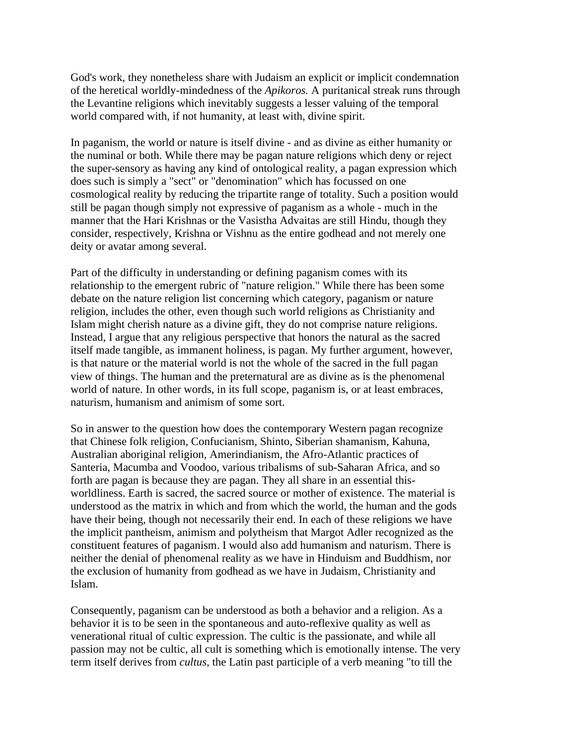God's work, they nonetheless share with Judaism an explicit or implicit condemnation of the heretical worldly-mindedness of the *Apikoros.* A puritanical streak runs through the Levantine religions which inevitably suggests a lesser valuing of the temporal world compared with, if not humanity, at least with, divine spirit.

In paganism, the world or nature is itself divine - and as divine as either humanity or the numinal or both. While there may be pagan nature religions which deny or reject the super-sensory as having any kind of ontological reality, a pagan expression which does such is simply a "sect" or "denomination" which has focussed on one cosmological reality by reducing the tripartite range of totality. Such a position would still be pagan though simply not expressive of paganism as a whole - much in the manner that the Hari Krishnas or the Vasistha Advaitas are still Hindu, though they consider, respectively, Krishna or Vishnu as the entire godhead and not merely one deity or avatar among several.

Part of the difficulty in understanding or defining paganism comes with its relationship to the emergent rubric of "nature religion." While there has been some debate on the nature religion list concerning which category, paganism or nature religion, includes the other, even though such world religions as Christianity and Islam might cherish nature as a divine gift, they do not comprise nature religions. Instead, I argue that any religious perspective that honors the natural as the sacred itself made tangible, as immanent holiness, is pagan. My further argument, however, is that nature or the material world is not the whole of the sacred in the full pagan view of things. The human and the preternatural are as divine as is the phenomenal world of nature. In other words, in its full scope, paganism is, or at least embraces, naturism, humanism and animism of some sort.

So in answer to the question how does the contemporary Western pagan recognize that Chinese folk religion, Confucianism, Shinto, Siberian shamanism, Kahuna, Australian aboriginal religion, Amerindianism, the Afro-Atlantic practices of Santeria, Macumba and Voodoo, various tribalisms of sub-Saharan Africa, and so forth are pagan is because they are pagan. They all share in an essential this-worldliness. Earth is sacred, the sacred source or mother of existence. The material is understood as the matrix in which and from which the world, the human and the gods have their being, though not necessarily their end. In each of these religions we have the implicit pantheism, animism and polytheism that Margot Adler recognized as the constituent features of paganism. I would also add humanism and naturism. There is neither the denial of phenomenal reality as we have in Hinduism and Buddhism, nor the exclusion of humanity from godhead as we have in Judaism, Christianity and Islam.

Consequently, paganism can be understood as both a behavior and a religion. As a behavior it is to be seen in the spontaneous and auto-reflexive quality as well as venerational ritual of cultic expression. The cultic is the passionate, and while all passion may not be cultic, all cult is something which is emotionally intense. The very term itself derives from *cultus,* the Latin past participle of a verb meaning "to till the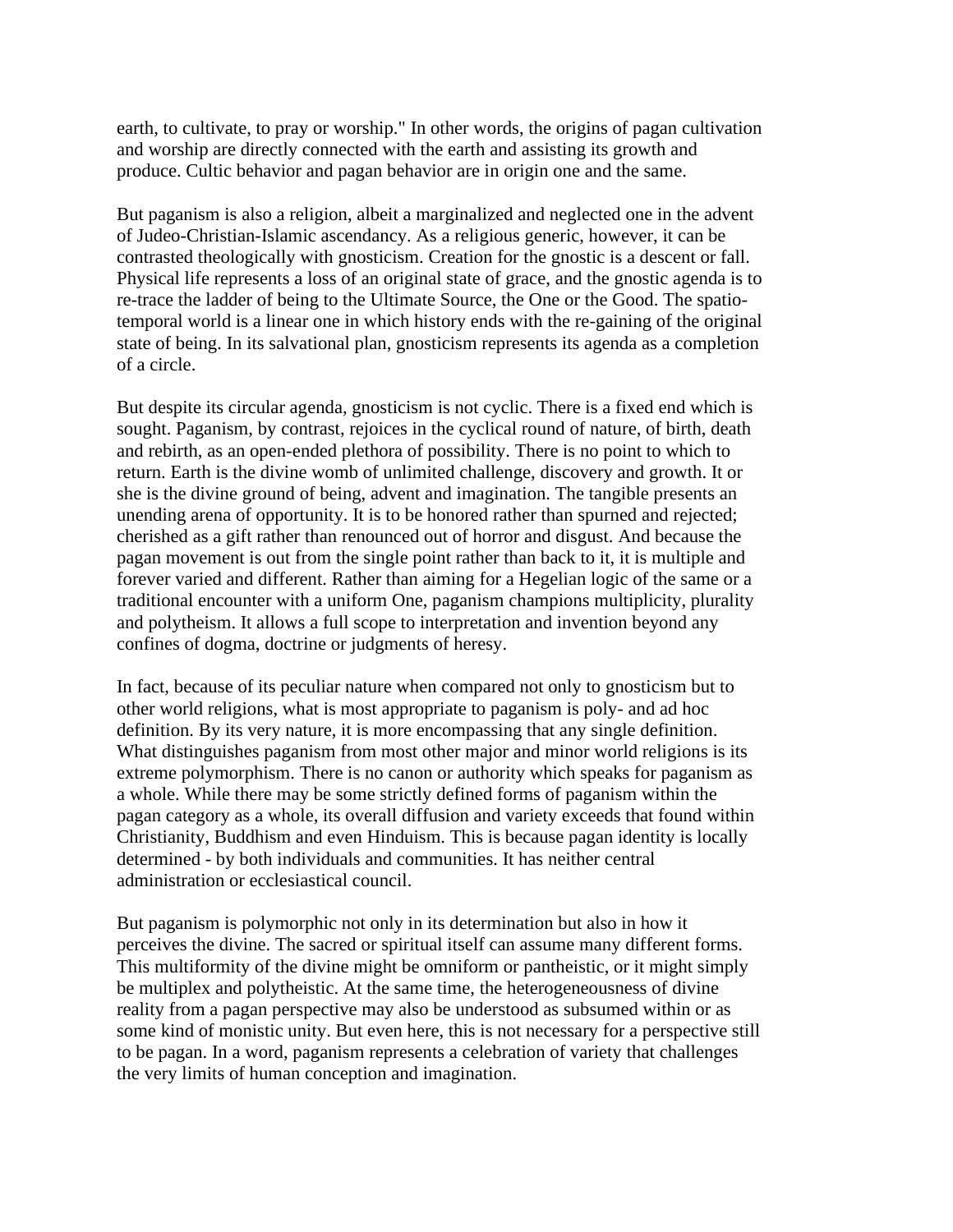earth, to cultivate, to pray or worship." In other words, the origins of pagan cultivation and worship are directly connected with the earth and assisting its growth and produce. Cultic behavior and pagan behavior are in origin one and the same.

But paganism is also a religion, albeit a marginalized and neglected one in the advent of Judeo-Christian-Islamic ascendancy. As a religious generic, however, it can be contrasted theologically with gnosticism. Creation for the gnostic is a descent or fall. Physical life represents a loss of an original state of grace, and the gnostic agenda is to re-trace the ladder of being to the Ultimate Source, the One or the Good. The spatio-temporal world is a linear one in which history ends with the re-gaining of the original state of being. In its salvational plan, gnosticism represents its agenda as a completion of a circle.

But despite its circular agenda, gnosticism is not cyclic. There is a fixed end which is sought. Paganism, by contrast, rejoices in the cyclical round of nature, of birth, death and rebirth, as an open-ended plethora of possibility. There is no point to which to return. Earth is the divine womb of unlimited challenge, discovery and growth. It or she is the divine ground of being, advent and imagination. The tangible presents an unending arena of opportunity. It is to be honored rather than spurned and rejected; cherished as a gift rather than renounced out of horror and disgust. And because the pagan movement is out from the single point rather than back to it, it is multiple and forever varied and different. Rather than aiming for a Hegelian logic of the same or a traditional encounter with a uniform One, paganism champions multiplicity, plurality and polytheism. It allows a full scope to interpretation and invention beyond any confines of dogma, doctrine or judgments of heresy.

In fact, because of its peculiar nature when compared not only to gnosticism but to other world religions, what is most appropriate to paganism is poly- and ad hoc definition. By its very nature, it is more encompassing that any single definition. What distinguishes paganism from most other major and minor world religions is its extreme polymorphism. There is no canon or authority which speaks for paganism as a whole. While there may be some strictly defined forms of paganism within the pagan category as a whole, its overall diffusion and variety exceeds that found within Christianity, Buddhism and even Hinduism. This is because pagan identity is locally determined - by both individuals and communities. It has neither central administration or ecclesiastical council.

But paganism is polymorphic not only in its determination but also in how it perceives the divine. The sacred or spiritual itself can assume many different forms. This multiformity of the divine might be omniform or pantheistic, or it might simply be multiplex and polytheistic. At the same time, the heterogeneousness of divine reality from a pagan perspective may also be understood as subsumed within or as some kind of monistic unity. But even here, this is not necessary for a perspective still to be pagan. In a word, paganism represents a celebration of variety that challenges the very limits of human conception and imagination.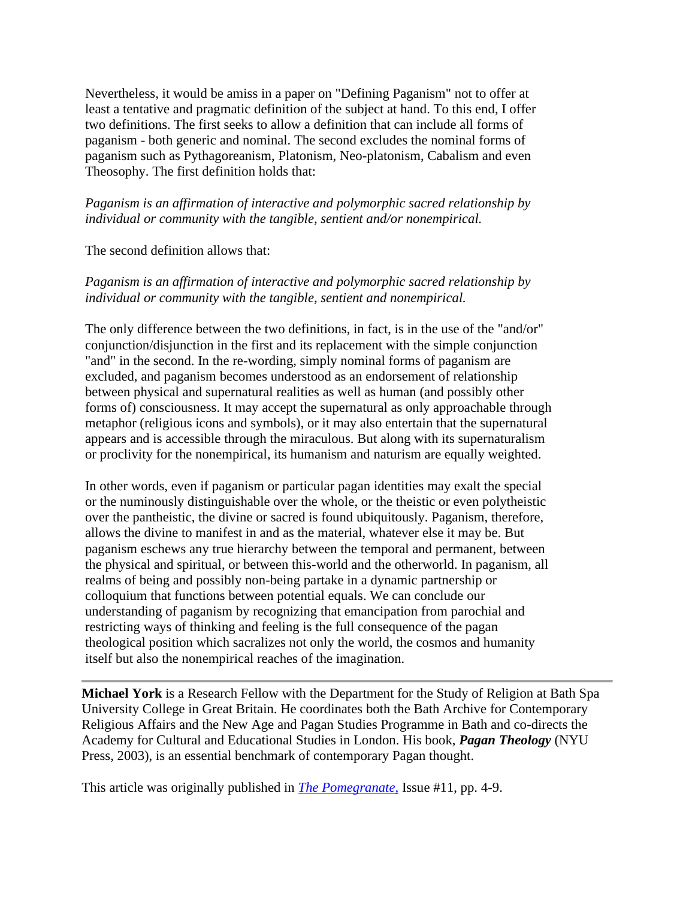Nevertheless, it would be amiss in a paper on "Defining Paganism" not to offer at least a tentative and pragmatic definition of the subject at hand. To this end, I offer two definitions. The first seeks to allow a definition that can include all forms of paganism - both generic and nominal. The second excludes the nominal forms of paganism such as Pythagoreanism, Platonism, Neo-platonism, Cabalism and even Theosophy. The first definition holds that:

*Paganism is an affirmation of interactive and polymorphic sacred relationship by individual or community with the tangible, sentient and/or nonempirical.*

The second definition allows that:

*Paganism is an affirmation of interactive and polymorphic sacred relationship by individual or community with the tangible, sentient and nonempirical.*

The only difference between the two definitions, in fact, is in the use of the "and/or" conjunction/disjunction in the first and its replacement with the simple conjunction "and" in the second. In the re-wording, simply nominal forms of paganism are excluded, and paganism becomes understood as an endorsement of relationship between physical and supernatural realities as well as human (and possibly other forms of) consciousness. It may accept the supernatural as only approachable through metaphor (religious icons and symbols), or it may also entertain that the supernatural appears and is accessible through the miraculous. But along with its supernaturalism or proclivity for the nonempirical, its humanism and naturism are equally weighted.

In other words, even if paganism or particular pagan identities may exalt the special or the numinously distinguishable over the whole, or the theistic or even polytheistic over the pantheistic, the divine or sacred is found ubiquitously. Paganism, therefore, allows the divine to manifest in and as the material, whatever else it may be. But paganism eschews any true hierarchy between the temporal and permanent, between the physical and spiritual, or between this-world and the otherworld. In paganism, all realms of being and possibly non-being partake in a dynamic partnership or colloquium that functions between potential equals. We can conclude our understanding of paganism by recognizing that emancipation from parochial and restricting ways of thinking and feeling is the full consequence of the pagan theological position which sacralizes not only the world, the cosmos and humanity itself but also the nonempirical reaches of the imagination.

---

**Michael York** is a Research Fellow with the Department for the Study of Religion at Bath Spa University College in Great Britain. He coordinates both the Bath Archive for Contemporary Religious Affairs and the New Age and Pagan Studies Programme in Bath and co-directs the Academy for Cultural and Educational Studies in London. His book, ***Pagan Theology*** (NYU Press, 2003), is an essential benchmark of contemporary Pagan thought.

This article was originally published in *The Pomegranate,* Issue #11, pp. 4-9.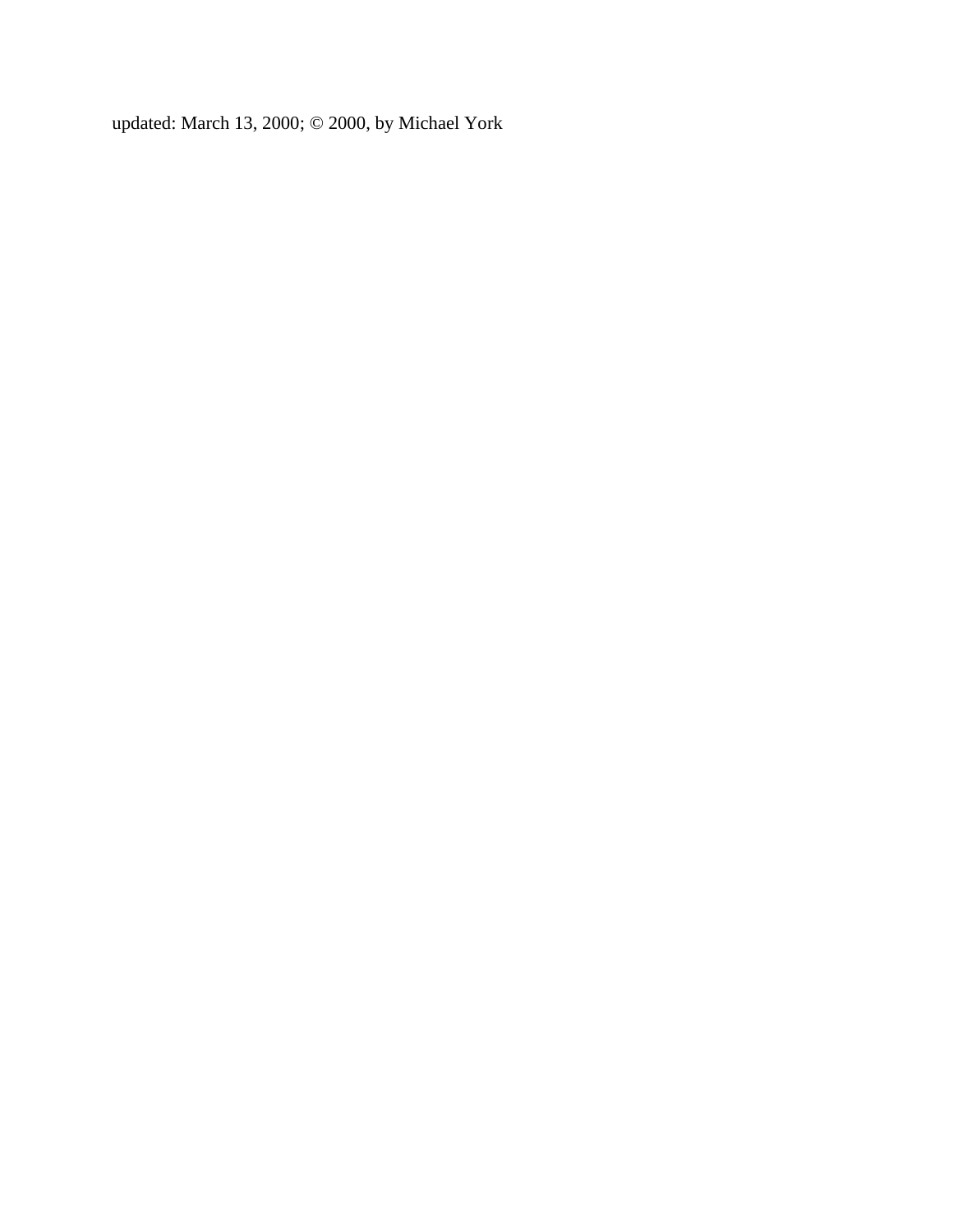updated: March 13, 2000; © 2000, by Michael York